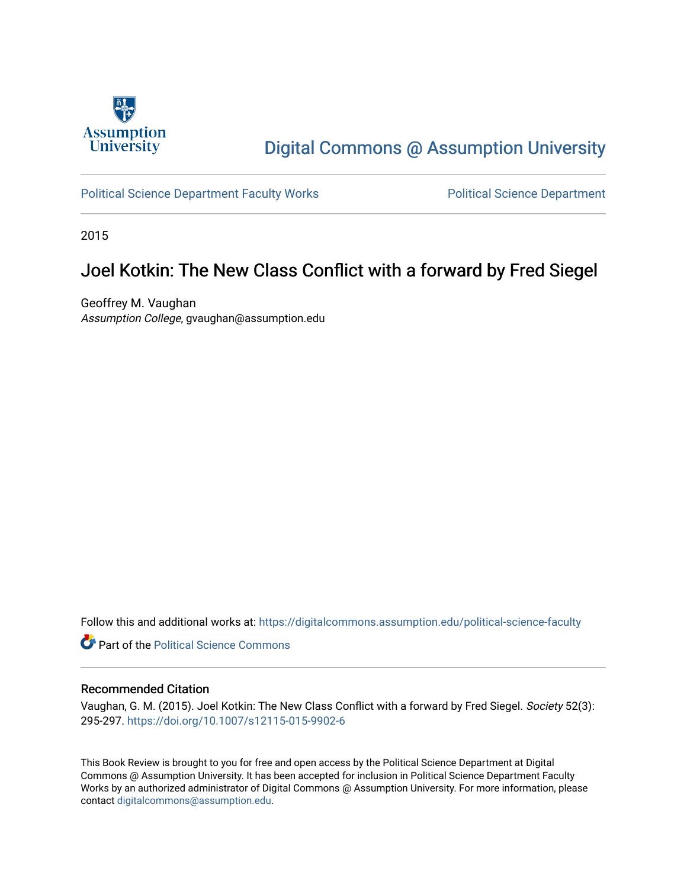Assumption University

# Digital Commons @ Assumption University

Political Science Department Faculty Works | Political Science Department

2015

## Joel Kotkin: The New Class Conflict with a forward by Fred Siegel

Geoffrey M. Vaughan
*Assumption College*, gvaughan@assumption.edu

Follow this and additional works at: https://digitalcommons.assumption.edu/political-science-faculty

Part of the Political Science Commons

### Recommended Citation

Vaughan, G. M. (2015). Joel Kotkin: The New Class Conflict with a forward by Fred Siegel. *Society* 52(3): 295-297. https://doi.org/10.1007/s12115-015-9902-6

This Book Review is brought to you for free and open access by the Political Science Department at Digital Commons @ Assumption University. It has been accepted for inclusion in Political Science Department Faculty Works by an authorized administrator of Digital Commons @ Assumption University. For more information, please contact digitalcommons@assumption.edu.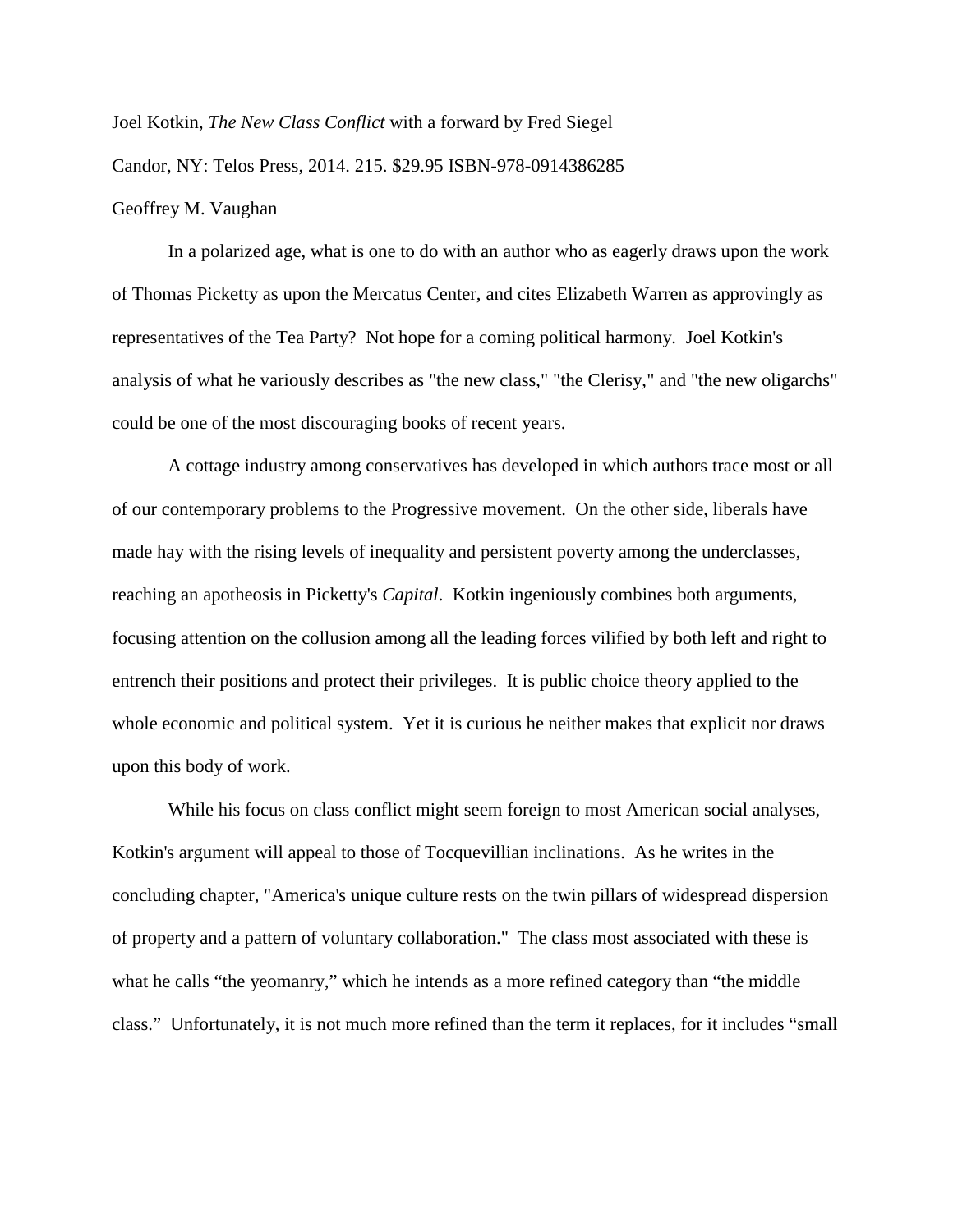Joel Kotkin, *The New Class Conflict* with a forward by Fred Siegel

Candor, NY: Telos Press, 2014. 215. $29.95 ISBN-978-0914386285

Geoffrey M. Vaughan

In a polarized age, what is one to do with an author who as eagerly draws upon the work of Thomas Picketty as upon the Mercatus Center, and cites Elizabeth Warren as approvingly as representatives of the Tea Party? Not hope for a coming political harmony. Joel Kotkin's analysis of what he variously describes as "the new class," "the Clerisy," and "the new oligarchs" could be one of the most discouraging books of recent years.

A cottage industry among conservatives has developed in which authors trace most or all of our contemporary problems to the Progressive movement. On the other side, liberals have made hay with the rising levels of inequality and persistent poverty among the underclasses, reaching an apotheosis in Picketty's *Capital*. Kotkin ingeniously combines both arguments, focusing attention on the collusion among all the leading forces vilified by both left and right to entrench their positions and protect their privileges. It is public choice theory applied to the whole economic and political system. Yet it is curious he neither makes that explicit nor draws upon this body of work.

While his focus on class conflict might seem foreign to most American social analyses, Kotkin's argument will appeal to those of Tocquevillian inclinations. As he writes in the concluding chapter, "America's unique culture rests on the twin pillars of widespread dispersion of property and a pattern of voluntary collaboration." The class most associated with these is what he calls "the yeomanry," which he intends as a more refined category than "the middle class." Unfortunately, it is not much more refined than the term it replaces, for it includes "small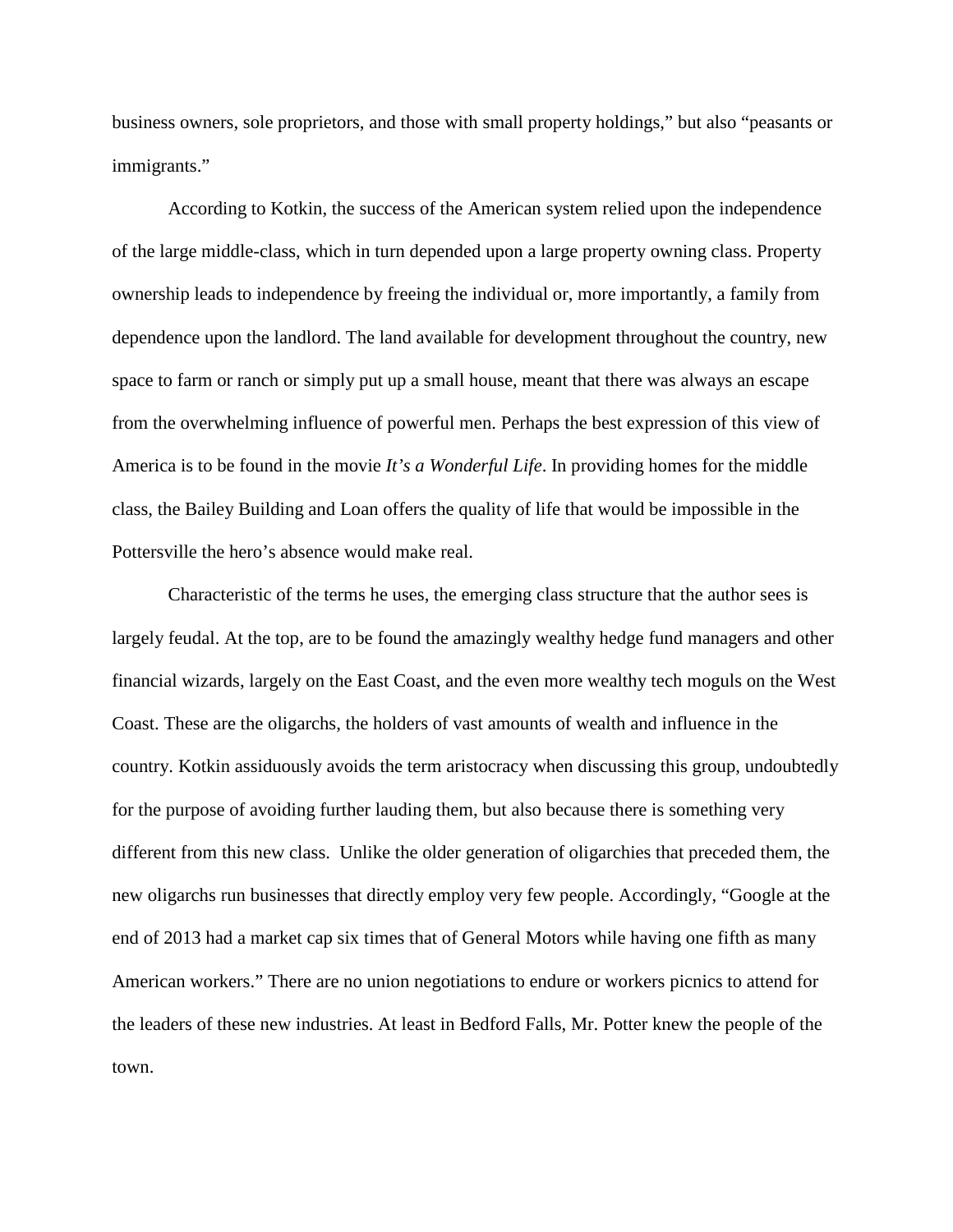business owners, sole proprietors, and those with small property holdings," but also "peasants or immigrants."

According to Kotkin, the success of the American system relied upon the independence of the large middle-class, which in turn depended upon a large property owning class. Property ownership leads to independence by freeing the individual or, more importantly, a family from dependence upon the landlord. The land available for development throughout the country, new space to farm or ranch or simply put up a small house, meant that there was always an escape from the overwhelming influence of powerful men. Perhaps the best expression of this view of America is to be found in the movie *It's a Wonderful Life*. In providing homes for the middle class, the Bailey Building and Loan offers the quality of life that would be impossible in the Pottersville the hero's absence would make real.

Characteristic of the terms he uses, the emerging class structure that the author sees is largely feudal. At the top, are to be found the amazingly wealthy hedge fund managers and other financial wizards, largely on the East Coast, and the even more wealthy tech moguls on the West Coast. These are the oligarchs, the holders of vast amounts of wealth and influence in the country. Kotkin assiduously avoids the term aristocracy when discussing this group, undoubtedly for the purpose of avoiding further lauding them, but also because there is something very different from this new class. Unlike the older generation of oligarchies that preceded them, the new oligarchs run businesses that directly employ very few people. Accordingly, "Google at the end of 2013 had a market cap six times that of General Motors while having one fifth as many American workers." There are no union negotiations to endure or workers picnics to attend for the leaders of these new industries. At least in Bedford Falls, Mr. Potter knew the people of the town.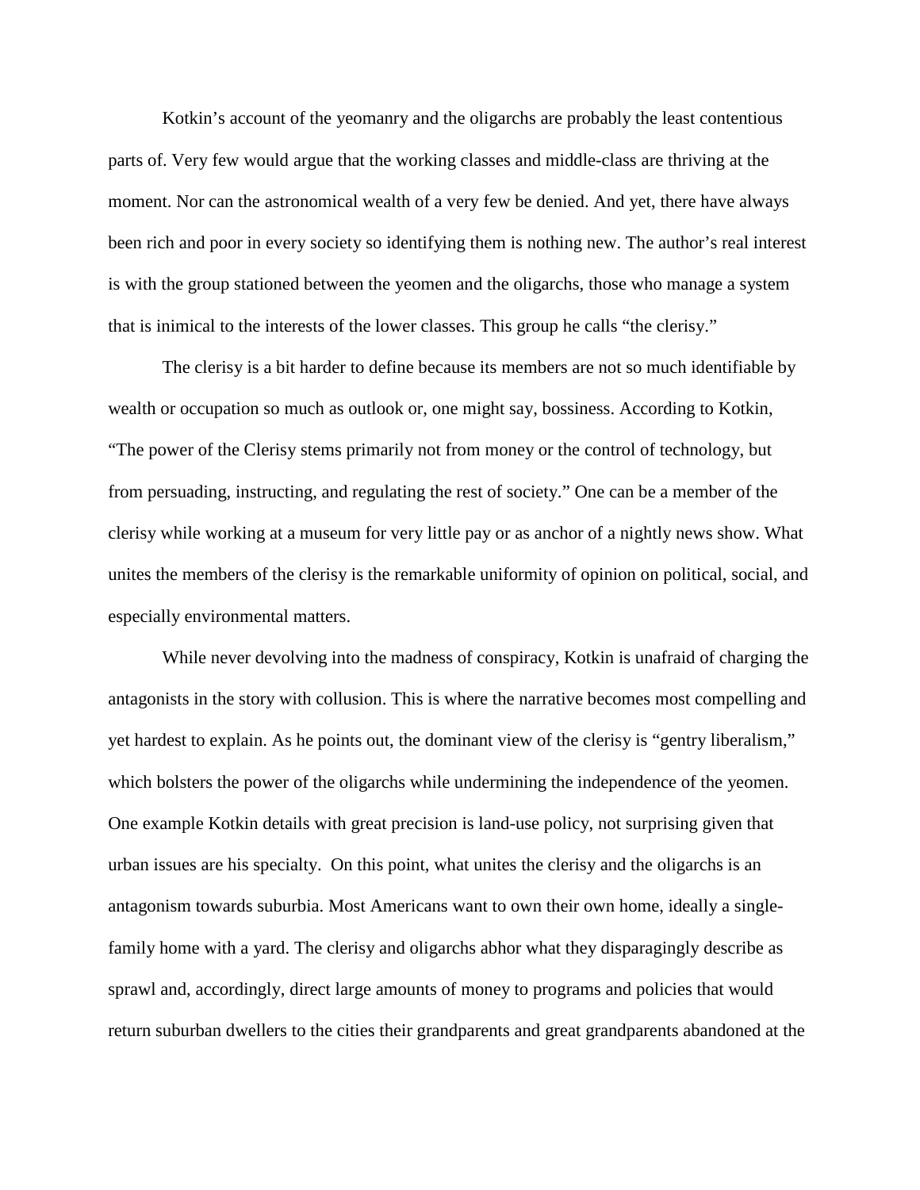Kotkin's account of the yeomanry and the oligarchs are probably the least contentious parts of. Very few would argue that the working classes and middle-class are thriving at the moment. Nor can the astronomical wealth of a very few be denied. And yet, there have always been rich and poor in every society so identifying them is nothing new. The author's real interest is with the group stationed between the yeomen and the oligarchs, those who manage a system that is inimical to the interests of the lower classes. This group he calls "the clerisy."

The clerisy is a bit harder to define because its members are not so much identifiable by wealth or occupation so much as outlook or, one might say, bossiness. According to Kotkin, "The power of the Clerisy stems primarily not from money or the control of technology, but from persuading, instructing, and regulating the rest of society." One can be a member of the clerisy while working at a museum for very little pay or as anchor of a nightly news show. What unites the members of the clerisy is the remarkable uniformity of opinion on political, social, and especially environmental matters.

While never devolving into the madness of conspiracy, Kotkin is unafraid of charging the antagonists in the story with collusion. This is where the narrative becomes most compelling and yet hardest to explain. As he points out, the dominant view of the clerisy is "gentry liberalism," which bolsters the power of the oligarchs while undermining the independence of the yeomen. One example Kotkin details with great precision is land-use policy, not surprising given that urban issues are his specialty. On this point, what unites the clerisy and the oligarchs is an antagonism towards suburbia. Most Americans want to own their own home, ideally a single-family home with a yard. The clerisy and oligarchs abhor what they disparagingly describe as sprawl and, accordingly, direct large amounts of money to programs and policies that would return suburban dwellers to the cities their grandparents and great grandparents abandoned at the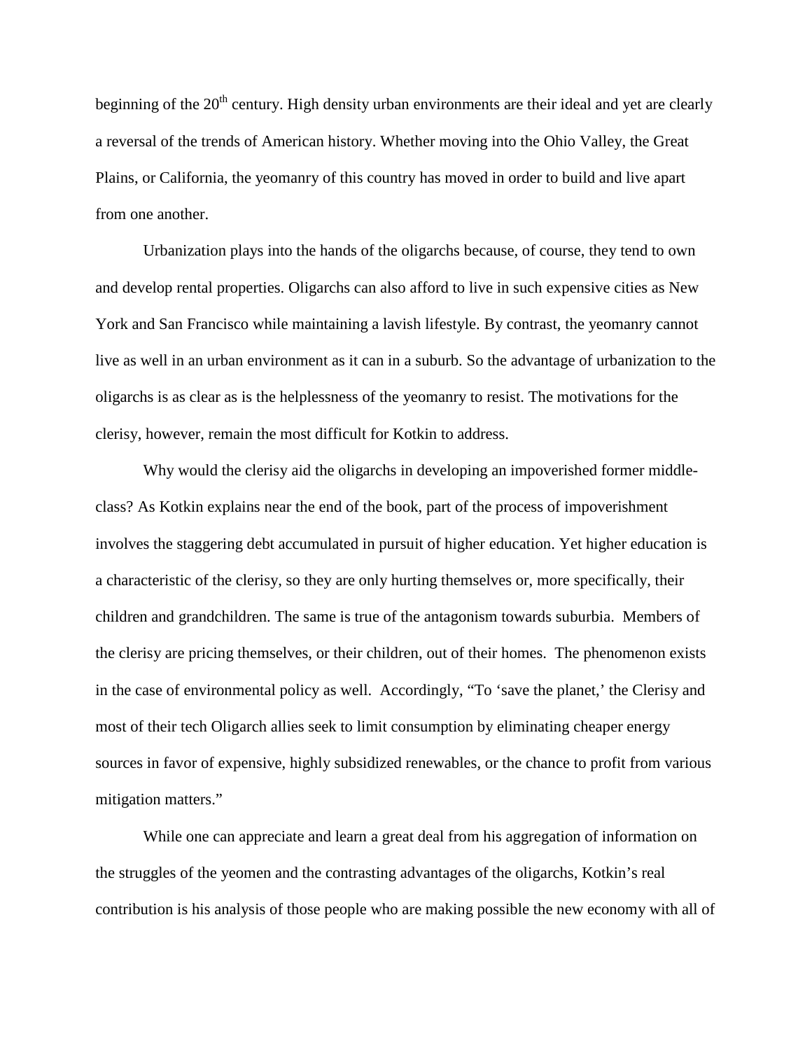beginning of the 20th century. High density urban environments are their ideal and yet are clearly a reversal of the trends of American history. Whether moving into the Ohio Valley, the Great Plains, or California, the yeomanry of this country has moved in order to build and live apart from one another.

Urbanization plays into the hands of the oligarchs because, of course, they tend to own and develop rental properties. Oligarchs can also afford to live in such expensive cities as New York and San Francisco while maintaining a lavish lifestyle. By contrast, the yeomanry cannot live as well in an urban environment as it can in a suburb. So the advantage of urbanization to the oligarchs is as clear as is the helplessness of the yeomanry to resist. The motivations for the clerisy, however, remain the most difficult for Kotkin to address.

Why would the clerisy aid the oligarchs in developing an impoverished former middle-class? As Kotkin explains near the end of the book, part of the process of impoverishment involves the staggering debt accumulated in pursuit of higher education. Yet higher education is a characteristic of the clerisy, so they are only hurting themselves or, more specifically, their children and grandchildren. The same is true of the antagonism towards suburbia. Members of the clerisy are pricing themselves, or their children, out of their homes. The phenomenon exists in the case of environmental policy as well. Accordingly, "To 'save the planet,' the Clerisy and most of their tech Oligarch allies seek to limit consumption by eliminating cheaper energy sources in favor of expensive, highly subsidized renewables, or the chance to profit from various mitigation matters."

While one can appreciate and learn a great deal from his aggregation of information on the struggles of the yeomen and the contrasting advantages of the oligarchs, Kotkin's real contribution is his analysis of those people who are making possible the new economy with all of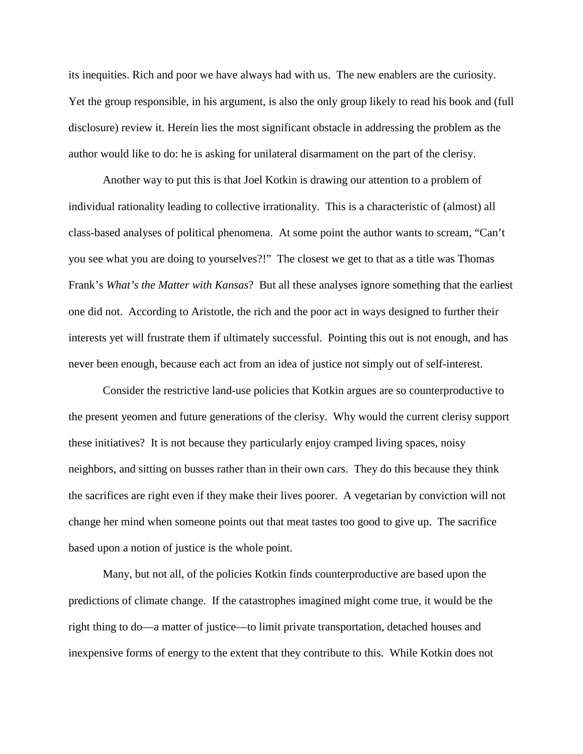its inequities. Rich and poor we have always had with us. The new enablers are the curiosity. Yet the group responsible, in his argument, is also the only group likely to read his book and (full disclosure) review it. Herein lies the most significant obstacle in addressing the problem as the author would like to do: he is asking for unilateral disarmament on the part of the clerisy.

Another way to put this is that Joel Kotkin is drawing our attention to a problem of individual rationality leading to collective irrationality. This is a characteristic of (almost) all class-based analyses of political phenomena. At some point the author wants to scream, "Can't you see what you are doing to yourselves?!" The closest we get to that as a title was Thomas Frank's *What's the Matter with Kansas*? But all these analyses ignore something that the earliest one did not. According to Aristotle, the rich and the poor act in ways designed to further their interests yet will frustrate them if ultimately successful. Pointing this out is not enough, and has never been enough, because each act from an idea of justice not simply out of self-interest.

Consider the restrictive land-use policies that Kotkin argues are so counterproductive to the present yeomen and future generations of the clerisy. Why would the current clerisy support these initiatives? It is not because they particularly enjoy cramped living spaces, noisy neighbors, and sitting on busses rather than in their own cars. They do this because they think the sacrifices are right even if they make their lives poorer. A vegetarian by conviction will not change her mind when someone points out that meat tastes too good to give up. The sacrifice based upon a notion of justice is the whole point.

Many, but not all, of the policies Kotkin finds counterproductive are based upon the predictions of climate change. If the catastrophes imagined might come true, it would be the right thing to do—a matter of justice—to limit private transportation, detached houses and inexpensive forms of energy to the extent that they contribute to this. While Kotkin does not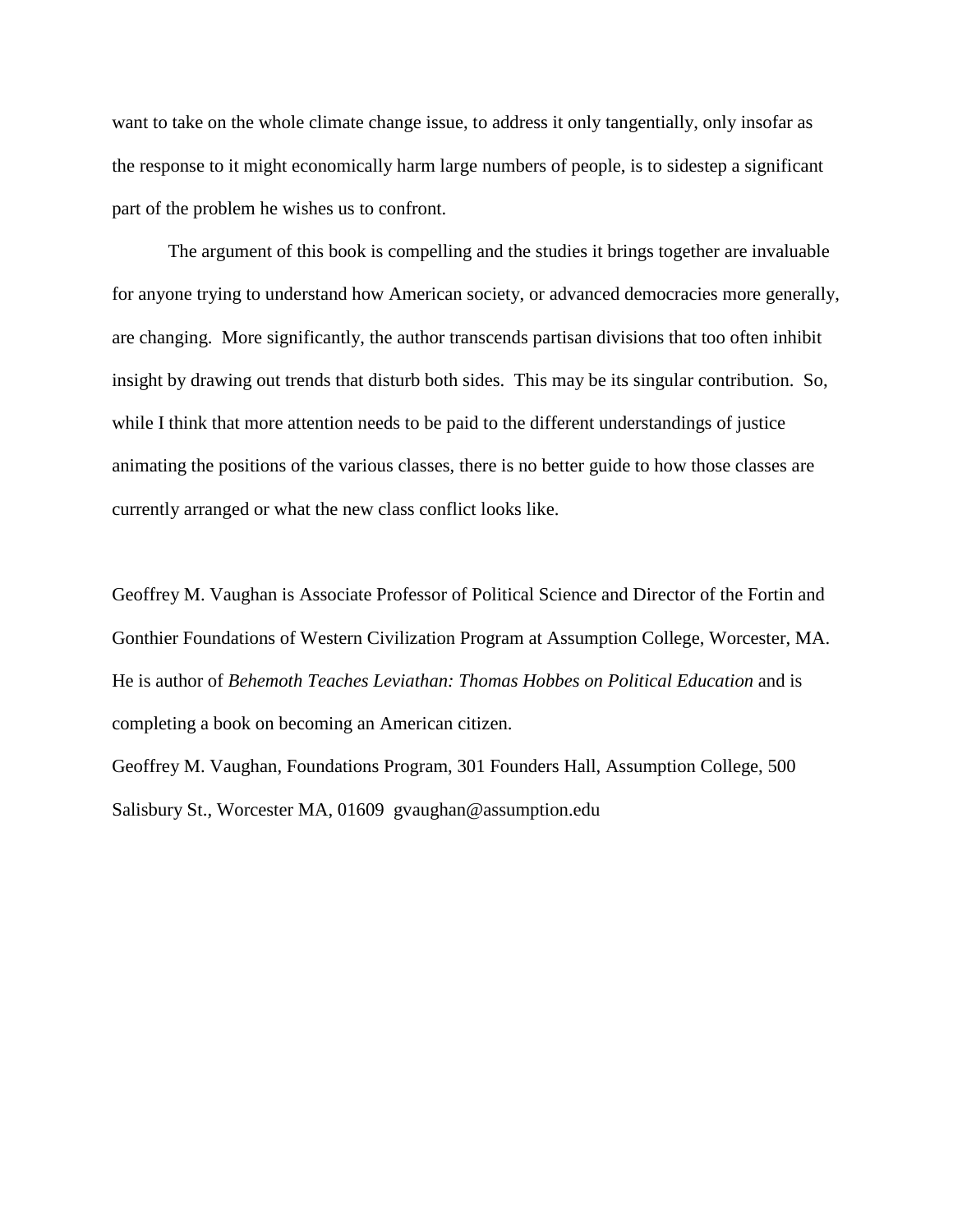want to take on the whole climate change issue, to address it only tangentially, only insofar as the response to it might economically harm large numbers of people, is to sidestep a significant part of the problem he wishes us to confront.

The argument of this book is compelling and the studies it brings together are invaluable for anyone trying to understand how American society, or advanced democracies more generally, are changing. More significantly, the author transcends partisan divisions that too often inhibit insight by drawing out trends that disturb both sides. This may be its singular contribution. So, while I think that more attention needs to be paid to the different understandings of justice animating the positions of the various classes, there is no better guide to how those classes are currently arranged or what the new class conflict looks like.

Geoffrey M. Vaughan is Associate Professor of Political Science and Director of the Fortin and Gonthier Foundations of Western Civilization Program at Assumption College, Worcester, MA. He is author of *Behemoth Teaches Leviathan: Thomas Hobbes on Political Education* and is completing a book on becoming an American citizen.

Geoffrey M. Vaughan, Foundations Program, 301 Founders Hall, Assumption College, 500 Salisbury St., Worcester MA, 01609 gvaughan@assumption.edu